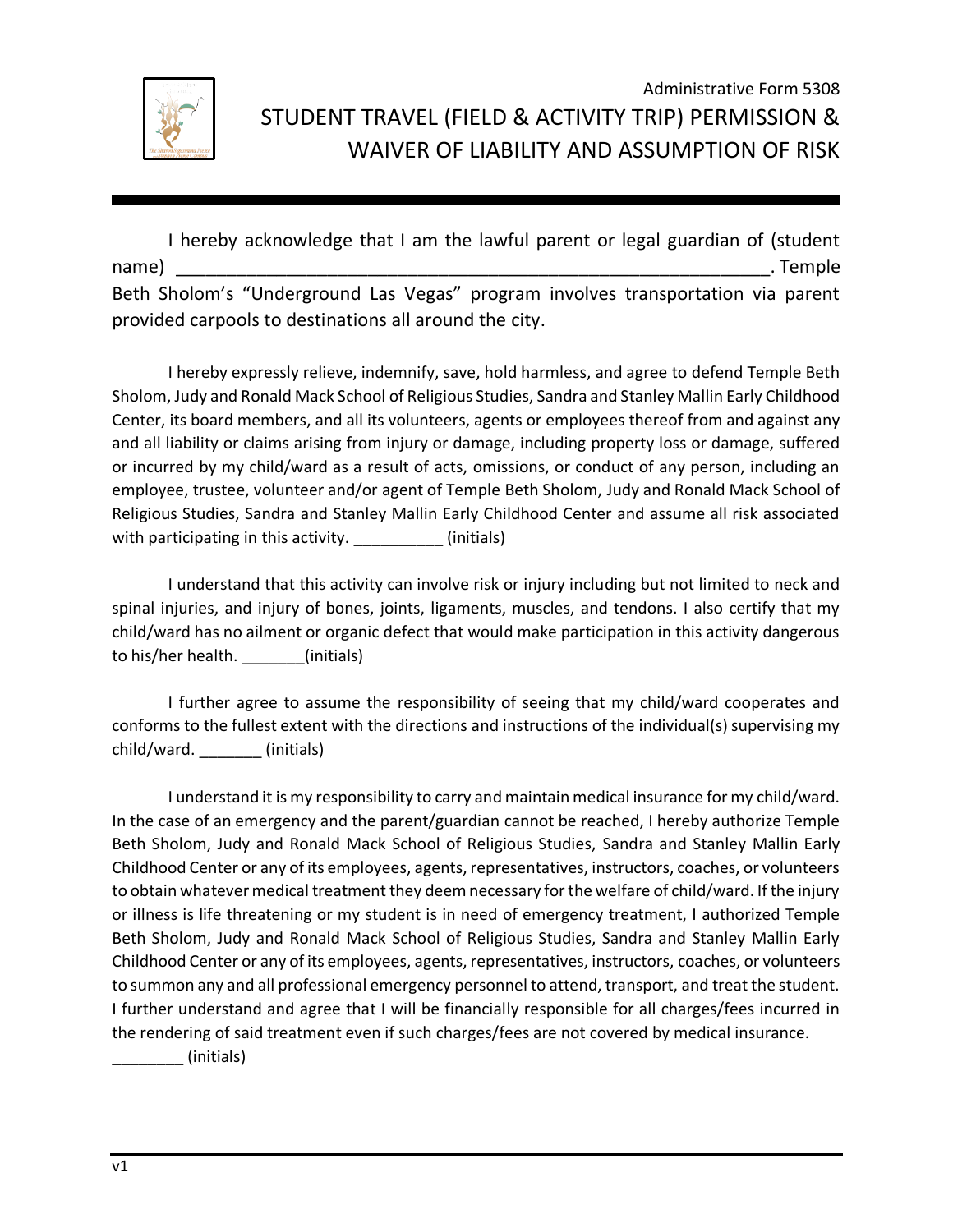Administrative Form 5308

# STUDENT TRAVEL (FIELD & ACTIVITY TRIP) PERMISSION & WAIVER OF LIABILITY AND ASSUMPTION OF RISK

I hereby acknowledge that I am the lawful parent or legal guardian of (student name) ____________________________________________________________. Temple Beth Sholom's "Underground Las Vegas" program involves transportation via parent provided carpools to destinations all around the city.

I hereby expressly relieve, indemnify, save, hold harmless, and agree to defend Temple Beth Sholom, Judy and Ronald Mack School of Religious Studies, Sandra and Stanley Mallin Early Childhood Center, its board members, and all its volunteers, agents or employees thereof from and against any and all liability or claims arising from injury or damage, including property loss or damage, suffered or incurred by my child/ward as a result of acts, omissions, or conduct of any person, including an employee, trustee, volunteer and/or agent of Temple Beth Sholom, Judy and Ronald Mack School of Religious Studies, Sandra and Stanley Mallin Early Childhood Center and assume all risk associated with participating in this activity. __________ (initials)

I understand that this activity can involve risk or injury including but not limited to neck and spinal injuries, and injury of bones, joints, ligaments, muscles, and tendons. I also certify that my child/ward has no ailment or organic defect that would make participation in this activity dangerous to his/her health. _______(initials)

I further agree to assume the responsibility of seeing that my child/ward cooperates and conforms to the fullest extent with the directions and instructions of the individual(s) supervising my child/ward. _______ (initials)

I understand it is my responsibility to carry and maintain medical insurance for my child/ward. In the case of an emergency and the parent/guardian cannot be reached, I hereby authorize Temple Beth Sholom, Judy and Ronald Mack School of Religious Studies, Sandra and Stanley Mallin Early Childhood Center or any of its employees, agents, representatives, instructors, coaches, or volunteers to obtain whatever medical treatment they deem necessary for the welfare of child/ward. If the injury or illness is life threatening or my student is in need of emergency treatment, I authorized Temple Beth Sholom, Judy and Ronald Mack School of Religious Studies, Sandra and Stanley Mallin Early Childhood Center or any of its employees, agents, representatives, instructors, coaches, or volunteers to summon any and all professional emergency personnel to attend, transport, and treat the student. I further understand and agree that I will be financially responsible for all charges/fees incurred in the rendering of said treatment even if such charges/fees are not covered by medical insurance.
________ (initials)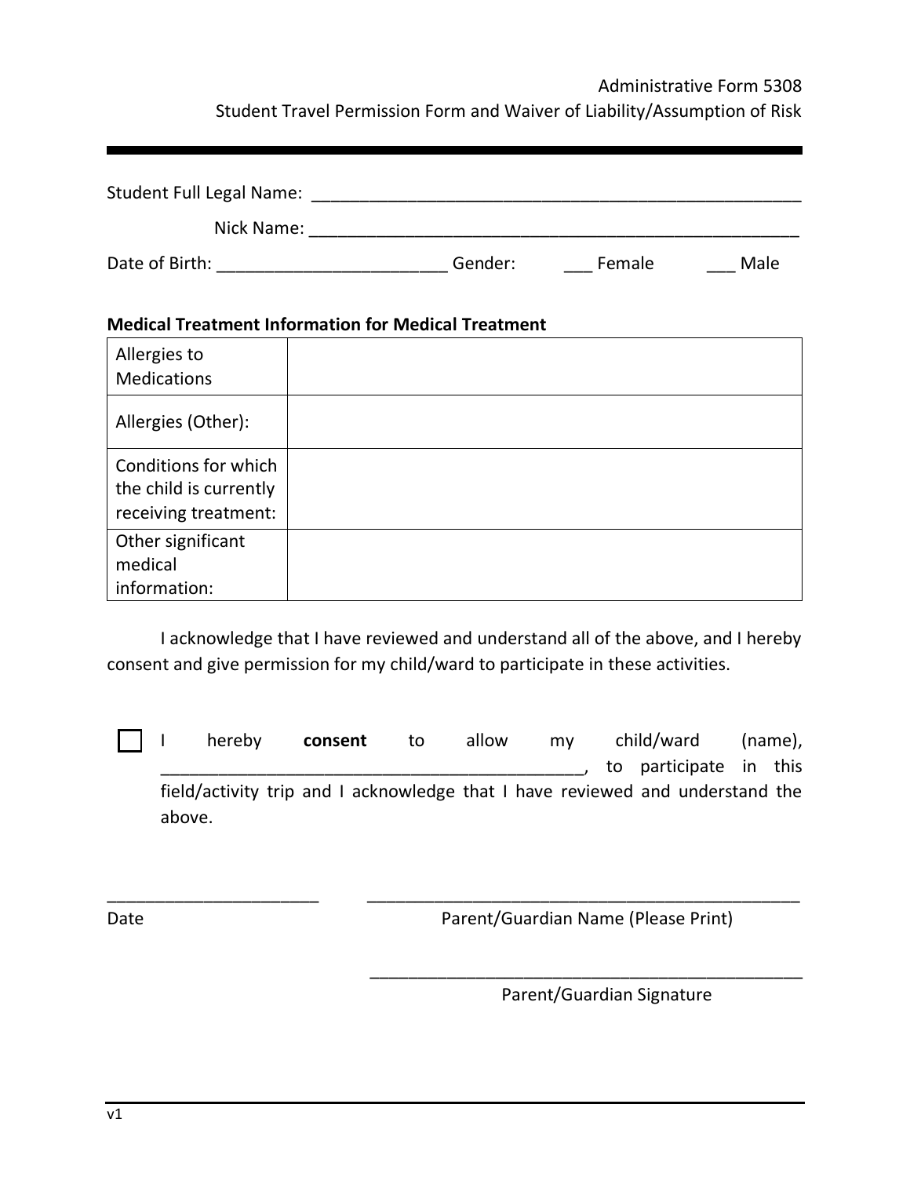Administrative Form 5308
Student Travel Permission Form and Waiver of Liability/Assumption of Risk

---

Student Full Legal Name: ____________________________________________________

Nick Name: ____________________________________________________

Date of Birth: _______________________ Gender: ___ Female ___ Male

**Medical Treatment Information for Medical Treatment**

| | |
|---|---|
| Allergies to Medications | |
| Allergies (Other): | |
| Conditions for which the child is currently receiving treatment: | |
| Other significant medical information: | |

I acknowledge that I have reviewed and understand all of the above, and I hereby consent and give permission for my child/ward to participate in these activities.

☐ I hereby **consent** to allow my child/ward (name), ____________________________________________, to participate in this field/activity trip and I acknowledge that I have reviewed and understand the above.

______________________ ________________________________________________
Date Parent/Guardian Name (Please Print)

________________________________________________
Parent/Guardian Signature

v1